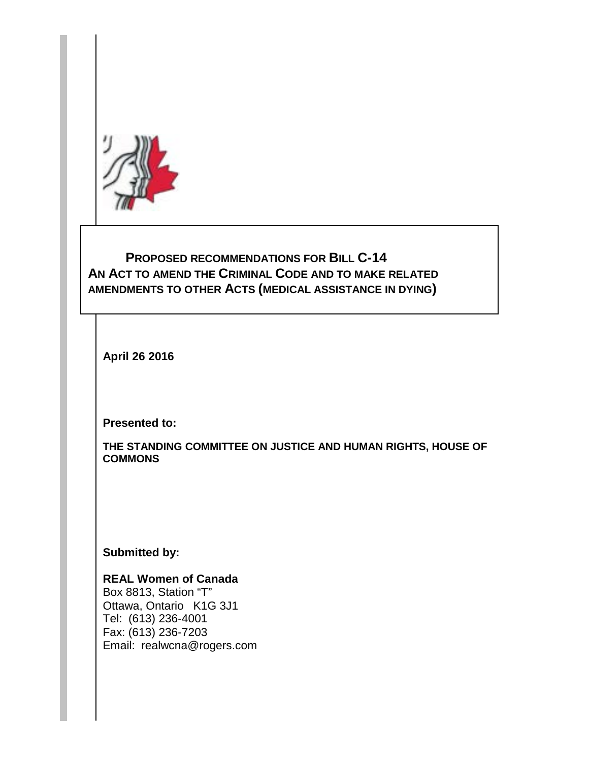# PROPOSED RECOMMENDATIONS FOR BILL C-14
## AN ACT TO AMEND THE CRIMINAL CODE AND TO MAKE RELATED AMENDMENTS TO OTHER ACTS (MEDICAL ASSISTANCE IN DYING)

**April 26 2016**

**Presented to:**

**THE STANDING COMMITTEE ON JUSTICE AND HUMAN RIGHTS, HOUSE OF COMMONS**

**Submitted by:**

**REAL Women of Canada**
Box 8813, Station "T"
Ottawa, Ontario K1G 3J1
Tel: (613) 236-4001
Fax: (613) 236-7203
Email: realwcna@rogers.com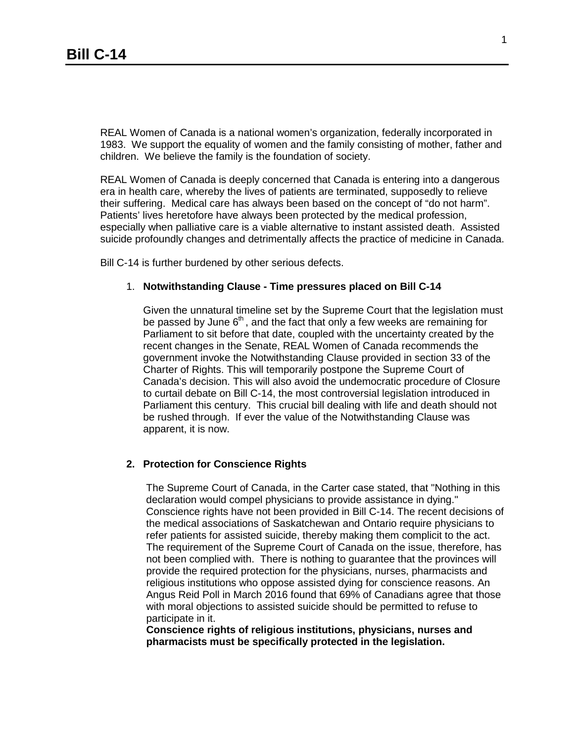# Bill C-14

REAL Women of Canada is a national women's organization, federally incorporated in 1983. We support the equality of women and the family consisting of mother, father and children. We believe the family is the foundation of society.

REAL Women of Canada is deeply concerned that Canada is entering into a dangerous era in health care, whereby the lives of patients are terminated, supposedly to relieve their suffering. Medical care has always been based on the concept of "do not harm". Patients' lives heretofore have always been protected by the medical profession, especially when palliative care is a viable alternative to instant assisted death. Assisted suicide profoundly changes and detrimentally affects the practice of medicine in Canada.

Bill C-14 is further burdened by other serious defects.

1. **Notwithstanding Clause - Time pressures placed on Bill C-14**

   Given the unnatural timeline set by the Supreme Court that the legislation must be passed by June 6th, and the fact that only a few weeks are remaining for Parliament to sit before that date, coupled with the uncertainty created by the recent changes in the Senate, REAL Women of Canada recommends the government invoke the Notwithstanding Clause provided in section 33 of the Charter of Rights. This will temporarily postpone the Supreme Court of Canada's decision. This will also avoid the undemocratic procedure of Closure to curtail debate on Bill C-14, the most controversial legislation introduced in Parliament this century. This crucial bill dealing with life and death should not be rushed through. If ever the value of the Notwithstanding Clause was apparent, it is now.

2. **Protection for Conscience Rights**

   The Supreme Court of Canada, in the Carter case stated, that "Nothing in this declaration would compel physicians to provide assistance in dying." Conscience rights have not been provided in Bill C-14. The recent decisions of the medical associations of Saskatchewan and Ontario require physicians to refer patients for assisted suicide, thereby making them complicit to the act. The requirement of the Supreme Court of Canada on the issue, therefore, has not been complied with. There is nothing to guarantee that the provinces will provide the required protection for the physicians, nurses, pharmacists and religious institutions who oppose assisted dying for conscience reasons. An Angus Reid Poll in March 2016 found that 69% of Canadians agree that those with moral objections to assisted suicide should be permitted to refuse to participate in it.
   **Conscience rights of religious institutions, physicians, nurses and pharmacists must be specifically protected in the legislation.**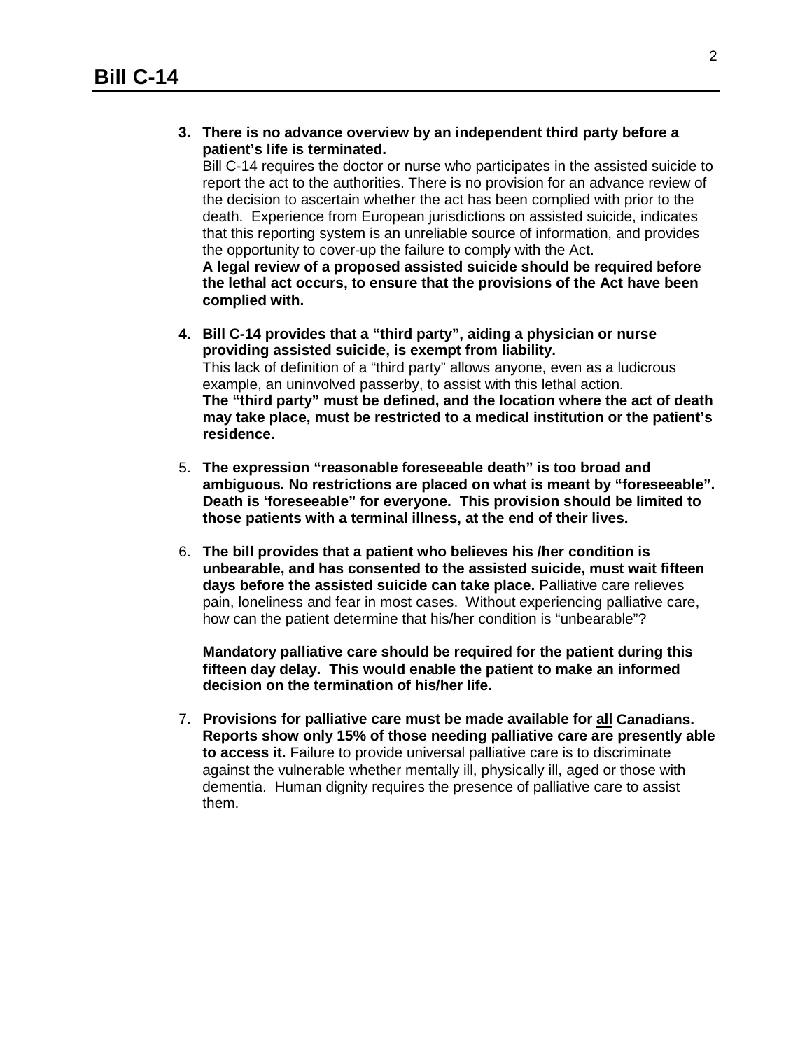3. **There is no advance overview by an independent third party before a patient's life is terminated.**
   Bill C-14 requires the doctor or nurse who participates in the assisted suicide to report the act to the authorities. There is no provision for an advance review of the decision to ascertain whether the act has been complied with prior to the death. Experience from European jurisdictions on assisted suicide, indicates that this reporting system is an unreliable source of information, and provides the opportunity to cover-up the failure to comply with the Act.
   **A legal review of a proposed assisted suicide should be required before the lethal act occurs, to ensure that the provisions of the Act have been complied with.**

4. **Bill C-14 provides that a "third party", aiding a physician or nurse providing assisted suicide, is exempt from liability.**
   This lack of definition of a "third party" allows anyone, even as a ludicrous example, an uninvolved passerby, to assist with this lethal action.
   **The "third party" must be defined, and the location where the act of death may take place, must be restricted to a medical institution or the patient's residence.**

5. **The expression "reasonable foreseeable death" is too broad and ambiguous. No restrictions are placed on what is meant by "foreseeable". Death is 'foreseeable" for everyone. This provision should be limited to those patients with a terminal illness, at the end of their lives.**

6. **The bill provides that a patient who believes his /her condition is unbearable, and has consented to the assisted suicide, must wait fifteen days before the assisted suicide can take place.** Palliative care relieves pain, loneliness and fear in most cases. Without experiencing palliative care, how can the patient determine that his/her condition is "unbearable"?

   **Mandatory palliative care should be required for the patient during this fifteen day delay. This would enable the patient to make an informed decision on the termination of his/her life.**

7. **Provisions for palliative care must be made available for <u>all</u> Canadians. Reports show only 15% of those needing palliative care are presently able to access it.** Failure to provide universal palliative care is to discriminate against the vulnerable whether mentally ill, physically ill, aged or those with dementia. Human dignity requires the presence of palliative care to assist them.